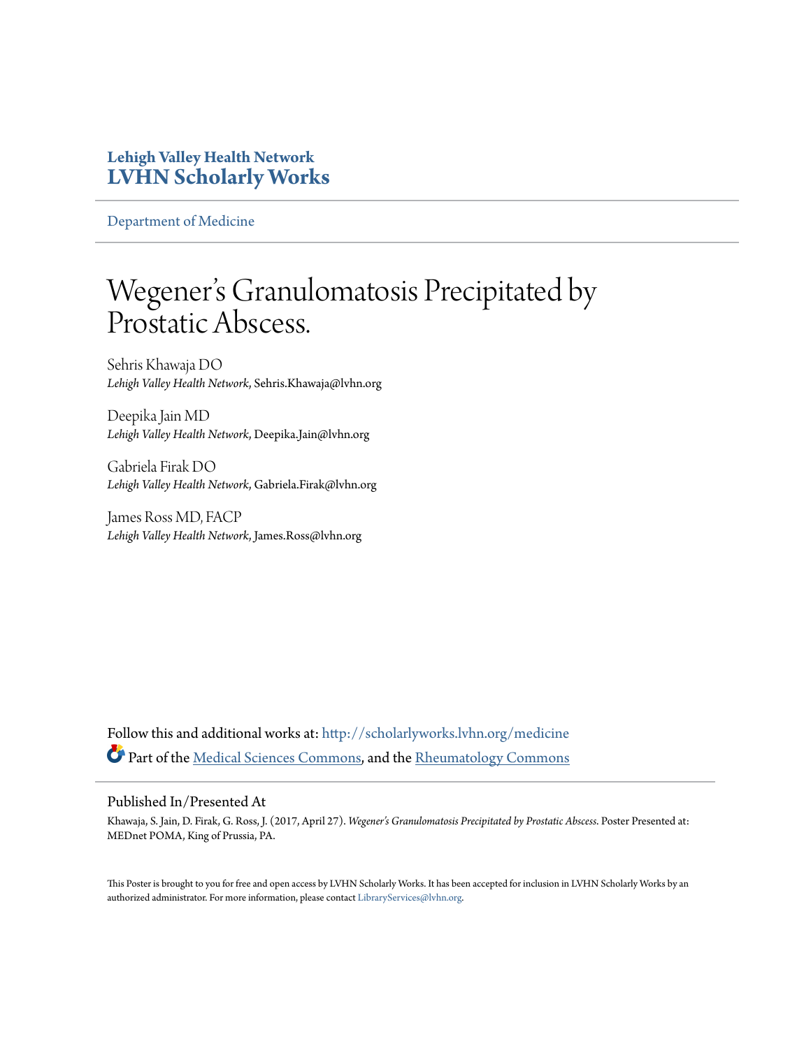**Lehigh Valley Health Network**
**LVHN Scholarly Works**

Department of Medicine

# Wegener's Granulomatosis Precipitated by Prostatic Abscess.

Sehris Khawaja DO
*Lehigh Valley Health Network*, Sehris.Khawaja@lvhn.org

Deepika Jain MD
*Lehigh Valley Health Network*, Deepika.Jain@lvhn.org

Gabriela Firak DO
*Lehigh Valley Health Network*, Gabriela.Firak@lvhn.org

James Ross MD, FACP
*Lehigh Valley Health Network*, James.Ross@lvhn.org

Follow this and additional works at: http://scholarlyworks.lvhn.org/medicine

Part of the Medical Sciences Commons, and the Rheumatology Commons

## Published In/Presented At

Khawaja, S. Jain, D. Firak, G. Ross, J. (2017, April 27). *Wegener's Granulomatosis Precipitated by Prostatic Abscess.* Poster Presented at: MEDnet POMA, King of Prussia, PA.

This Poster is brought to you for free and open access by LVHN Scholarly Works. It has been accepted for inclusion in LVHN Scholarly Works by an authorized administrator. For more information, please contact LibraryServices@lvhn.org.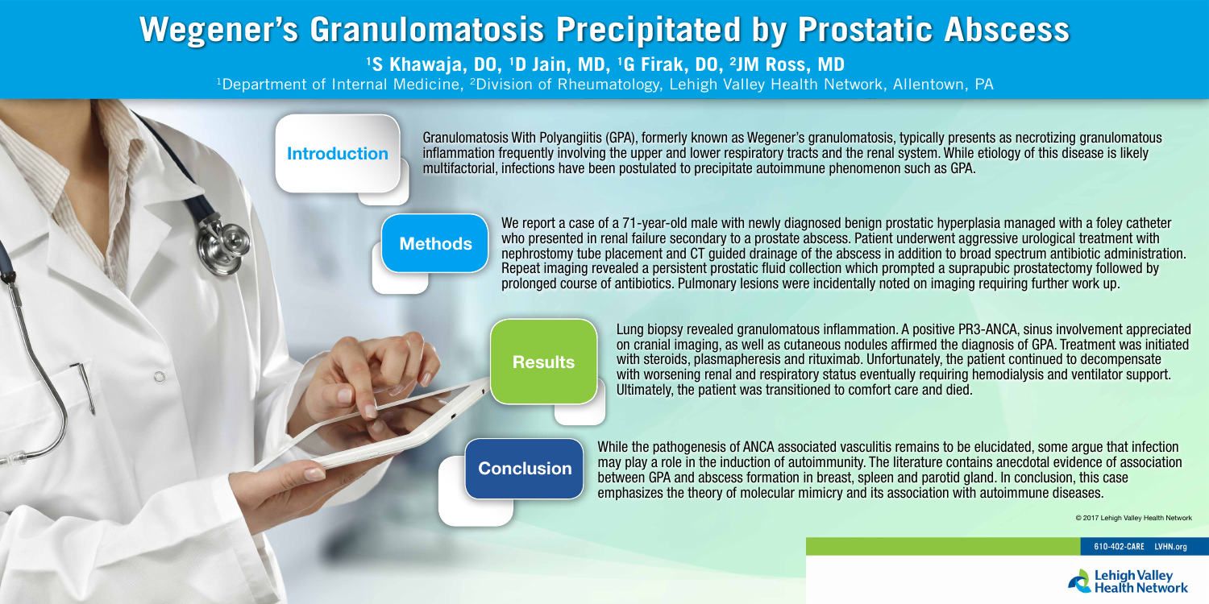# Wegener's Granulomatosis Precipitated by Prostatic Abscess

**[1]S Khawaja, DO, [1]D Jain, MD, [1]G Firak, DO, [2]JM Ross, MD**

[1]Department of Internal Medicine, [2]Division of Rheumatology, Lehigh Valley Health Network, Allentown, PA

## Introduction

Granulomatosis With Polyangiitis (GPA), formerly known as Wegener's granulomatosis, typically presents as necrotizing granulomatous inflammation frequently involving the upper and lower respiratory tracts and the renal system. While etiology of this disease is likely multifactorial, infections have been postulated to precipitate autoimmune phenomenon such as GPA.

## Methods

We report a case of a 71-year-old male with newly diagnosed benign prostatic hyperplasia managed with a foley catheter who presented in renal failure secondary to a prostate abscess. Patient underwent aggressive urological treatment with nephrostomy tube placement and CT guided drainage of the abscess in addition to broad spectrum antibiotic administration. Repeat imaging revealed a persistent prostatic fluid collection which prompted a suprapubic prostatectomy followed by prolonged course of antibiotics. Pulmonary lesions were incidentally noted on imaging requiring further work up.

## Results

Lung biopsy revealed granulomatous inflammation. A positive PR3-ANCA, sinus involvement appreciated on cranial imaging, as well as cutaneous nodules affirmed the diagnosis of GPA. Treatment was initiated with steroids, plasmapheresis and rituximab. Unfortunately, the patient continued to decompensate with worsening renal and respiratory status eventually requiring hemodialysis and ventilator support. Ultimately, the patient was transitioned to comfort care and died.

## Conclusion

While the pathogenesis of ANCA associated vasculitis remains to be elucidated, some argue that infection may play a role in the induction of autoimmunity. The literature contains anecdotal evidence of association between GPA and abscess formation in breast, spleen and parotid gland. In conclusion, this case emphasizes the theory of molecular mimicry and its association with autoimmune diseases.

© 2017 Lehigh Valley Health Network

610-402-CARE LVHN.org

Lehigh Valley Health Network